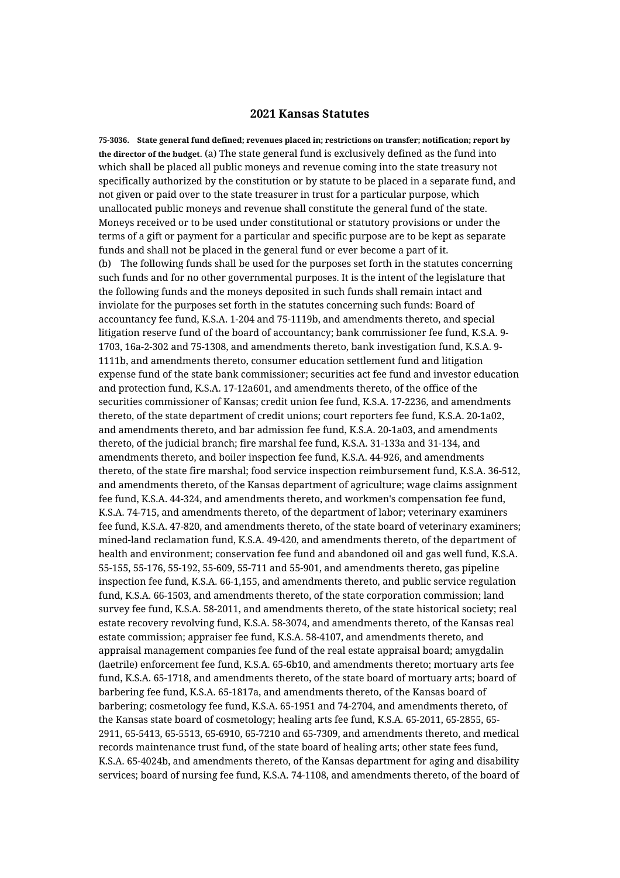# 2021 Kansas Statutes

**75-3036. State general fund defined; revenues placed in; restrictions on transfer; notification; report by the director of the budget.** (a) The state general fund is exclusively defined as the fund into which shall be placed all public moneys and revenue coming into the state treasury not specifically authorized by the constitution or by statute to be placed in a separate fund, and not given or paid over to the state treasurer in trust for a particular purpose, which unallocated public moneys and revenue shall constitute the general fund of the state. Moneys received or to be used under constitutional or statutory provisions or under the terms of a gift or payment for a particular and specific purpose are to be kept as separate funds and shall not be placed in the general fund or ever become a part of it.

(b) The following funds shall be used for the purposes set forth in the statutes concerning such funds and for no other governmental purposes. It is the intent of the legislature that the following funds and the moneys deposited in such funds shall remain intact and inviolate for the purposes set forth in the statutes concerning such funds: Board of accountancy fee fund, K.S.A. 1-204 and 75-1119b, and amendments thereto, and special litigation reserve fund of the board of accountancy; bank commissioner fee fund, K.S.A. 9-1703, 16a-2-302 and 75-1308, and amendments thereto, bank investigation fund, K.S.A. 9-1111b, and amendments thereto, consumer education settlement fund and litigation expense fund of the state bank commissioner; securities act fee fund and investor education and protection fund, K.S.A. 17-12a601, and amendments thereto, of the office of the securities commissioner of Kansas; credit union fee fund, K.S.A. 17-2236, and amendments thereto, of the state department of credit unions; court reporters fee fund, K.S.A. 20-1a02, and amendments thereto, and bar admission fee fund, K.S.A. 20-1a03, and amendments thereto, of the judicial branch; fire marshal fee fund, K.S.A. 31-133a and 31-134, and amendments thereto, and boiler inspection fee fund, K.S.A. 44-926, and amendments thereto, of the state fire marshal; food service inspection reimbursement fund, K.S.A. 36-512, and amendments thereto, of the Kansas department of agriculture; wage claims assignment fee fund, K.S.A. 44-324, and amendments thereto, and workmen's compensation fee fund, K.S.A. 74-715, and amendments thereto, of the department of labor; veterinary examiners fee fund, K.S.A. 47-820, and amendments thereto, of the state board of veterinary examiners; mined-land reclamation fund, K.S.A. 49-420, and amendments thereto, of the department of health and environment; conservation fee fund and abandoned oil and gas well fund, K.S.A. 55-155, 55-176, 55-192, 55-609, 55-711 and 55-901, and amendments thereto, gas pipeline inspection fee fund, K.S.A. 66-1,155, and amendments thereto, and public service regulation fund, K.S.A. 66-1503, and amendments thereto, of the state corporation commission; land survey fee fund, K.S.A. 58-2011, and amendments thereto, of the state historical society; real estate recovery revolving fund, K.S.A. 58-3074, and amendments thereto, of the Kansas real estate commission; appraiser fee fund, K.S.A. 58-4107, and amendments thereto, and appraisal management companies fee fund of the real estate appraisal board; amygdalin (laetrile) enforcement fee fund, K.S.A. 65-6b10, and amendments thereto; mortuary arts fee fund, K.S.A. 65-1718, and amendments thereto, of the state board of mortuary arts; board of barbering fee fund, K.S.A. 65-1817a, and amendments thereto, of the Kansas board of barbering; cosmetology fee fund, K.S.A. 65-1951 and 74-2704, and amendments thereto, of the Kansas state board of cosmetology; healing arts fee fund, K.S.A. 65-2011, 65-2855, 65-2911, 65-5413, 65-5513, 65-6910, 65-7210 and 65-7309, and amendments thereto, and medical records maintenance trust fund, of the state board of healing arts; other state fees fund, K.S.A. 65-4024b, and amendments thereto, of the Kansas department for aging and disability services; board of nursing fee fund, K.S.A. 74-1108, and amendments thereto, of the board of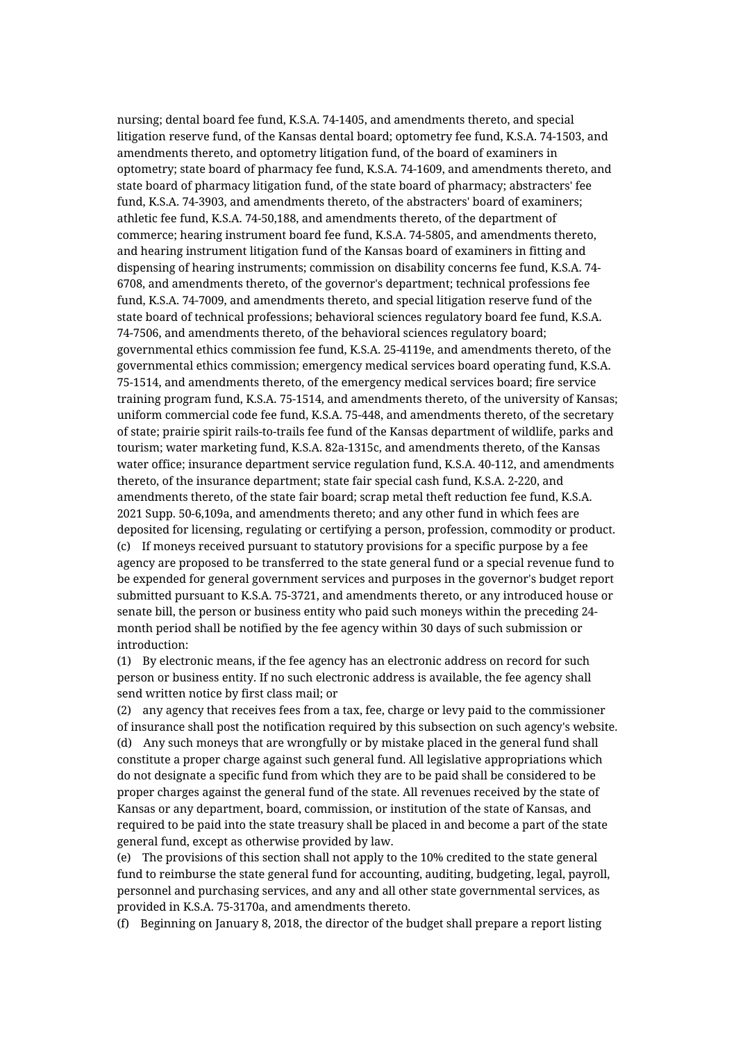nursing; dental board fee fund, K.S.A. 74-1405, and amendments thereto, and special litigation reserve fund, of the Kansas dental board; optometry fee fund, K.S.A. 74-1503, and amendments thereto, and optometry litigation fund, of the board of examiners in optometry; state board of pharmacy fee fund, K.S.A. 74-1609, and amendments thereto, and state board of pharmacy litigation fund, of the state board of pharmacy; abstracters' fee fund, K.S.A. 74-3903, and amendments thereto, of the abstracters' board of examiners; athletic fee fund, K.S.A. 74-50,188, and amendments thereto, of the department of commerce; hearing instrument board fee fund, K.S.A. 74-5805, and amendments thereto, and hearing instrument litigation fund of the Kansas board of examiners in fitting and dispensing of hearing instruments; commission on disability concerns fee fund, K.S.A. 74-6708, and amendments thereto, of the governor's department; technical professions fee fund, K.S.A. 74-7009, and amendments thereto, and special litigation reserve fund of the state board of technical professions; behavioral sciences regulatory board fee fund, K.S.A. 74-7506, and amendments thereto, of the behavioral sciences regulatory board; governmental ethics commission fee fund, K.S.A. 25-4119e, and amendments thereto, of the governmental ethics commission; emergency medical services board operating fund, K.S.A. 75-1514, and amendments thereto, of the emergency medical services board; fire service training program fund, K.S.A. 75-1514, and amendments thereto, of the university of Kansas; uniform commercial code fee fund, K.S.A. 75-448, and amendments thereto, of the secretary of state; prairie spirit rails-to-trails fee fund of the Kansas department of wildlife, parks and tourism; water marketing fund, K.S.A. 82a-1315c, and amendments thereto, of the Kansas water office; insurance department service regulation fund, K.S.A. 40-112, and amendments thereto, of the insurance department; state fair special cash fund, K.S.A. 2-220, and amendments thereto, of the state fair board; scrap metal theft reduction fee fund, K.S.A. 2021 Supp. 50-6,109a, and amendments thereto; and any other fund in which fees are deposited for licensing, regulating or certifying a person, profession, commodity or product.

(c) If moneys received pursuant to statutory provisions for a specific purpose by a fee agency are proposed to be transferred to the state general fund or a special revenue fund to be expended for general government services and purposes in the governor's budget report submitted pursuant to K.S.A. 75-3721, and amendments thereto, or any introduced house or senate bill, the person or business entity who paid such moneys within the preceding 24-month period shall be notified by the fee agency within 30 days of such submission or introduction:

(1) By electronic means, if the fee agency has an electronic address on record for such person or business entity. If no such electronic address is available, the fee agency shall send written notice by first class mail; or

(2) any agency that receives fees from a tax, fee, charge or levy paid to the commissioner of insurance shall post the notification required by this subsection on such agency's website.

(d) Any such moneys that are wrongfully or by mistake placed in the general fund shall constitute a proper charge against such general fund. All legislative appropriations which do not designate a specific fund from which they are to be paid shall be considered to be proper charges against the general fund of the state. All revenues received by the state of Kansas or any department, board, commission, or institution of the state of Kansas, and required to be paid into the state treasury shall be placed in and become a part of the state general fund, except as otherwise provided by law.

(e) The provisions of this section shall not apply to the 10% credited to the state general fund to reimburse the state general fund for accounting, auditing, budgeting, legal, payroll, personnel and purchasing services, and any and all other state governmental services, as provided in K.S.A. 75-3170a, and amendments thereto.

(f) Beginning on January 8, 2018, the director of the budget shall prepare a report listing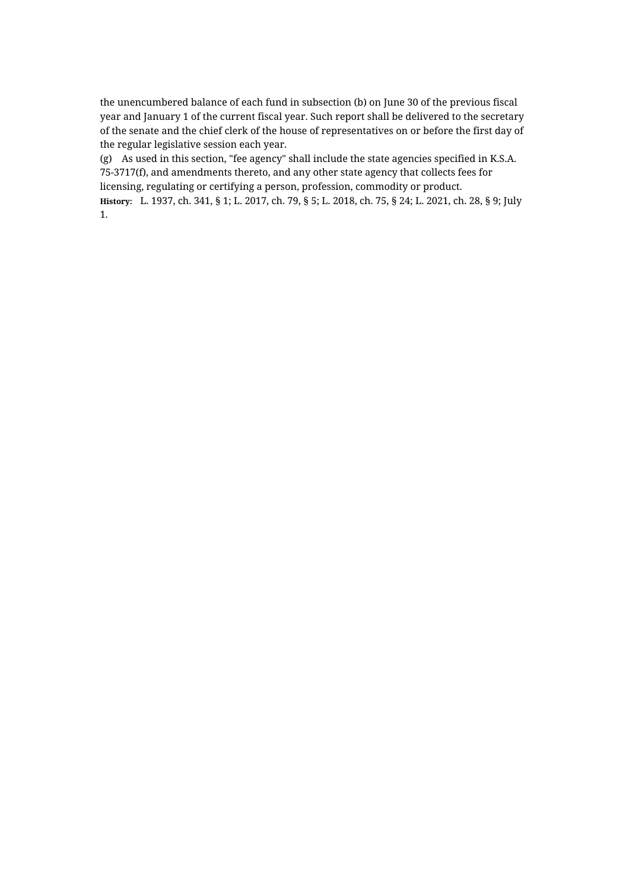the unencumbered balance of each fund in subsection (b) on June 30 of the previous fiscal year and January 1 of the current fiscal year. Such report shall be delivered to the secretary of the senate and the chief clerk of the house of representatives on or before the first day of the regular legislative session each year.

(g) As used in this section, "fee agency" shall include the state agencies specified in K.S.A. 75-3717(f), and amendments thereto, and any other state agency that collects fees for licensing, regulating or certifying a person, profession, commodity or product.

**History:** L. 1937, ch. 341, § 1; L. 2017, ch. 79, § 5; L. 2018, ch. 75, § 24; L. 2021, ch. 28, § 9; July 1.